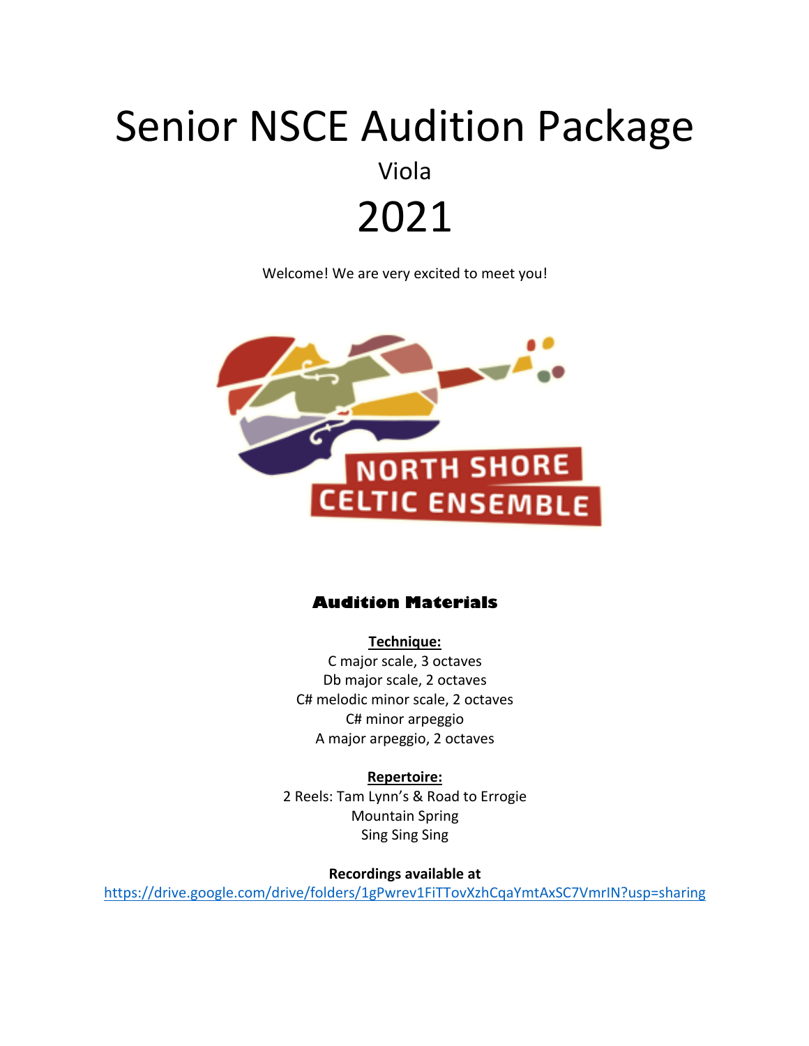# Senior NSCE Audition Package

Viola

# 2021

Welcome! We are very excited to meet you!

NORTH SHORE CELTIC ENSEMBLE

## Audition Materials

**Technique:**

C major scale, 3 octaves
Db major scale, 2 octaves
C# melodic minor scale, 2 octaves
C# minor arpeggio
A major arpeggio, 2 octaves

**Repertoire:**

2 Reels: Tam Lynn's & Road to Errogie
Mountain Spring
Sing Sing Sing

**Recordings available at**
https://drive.google.com/drive/folders/1gPwrev1FiTTovXzhCqaYmtAxSC7VmrIN?usp=sharing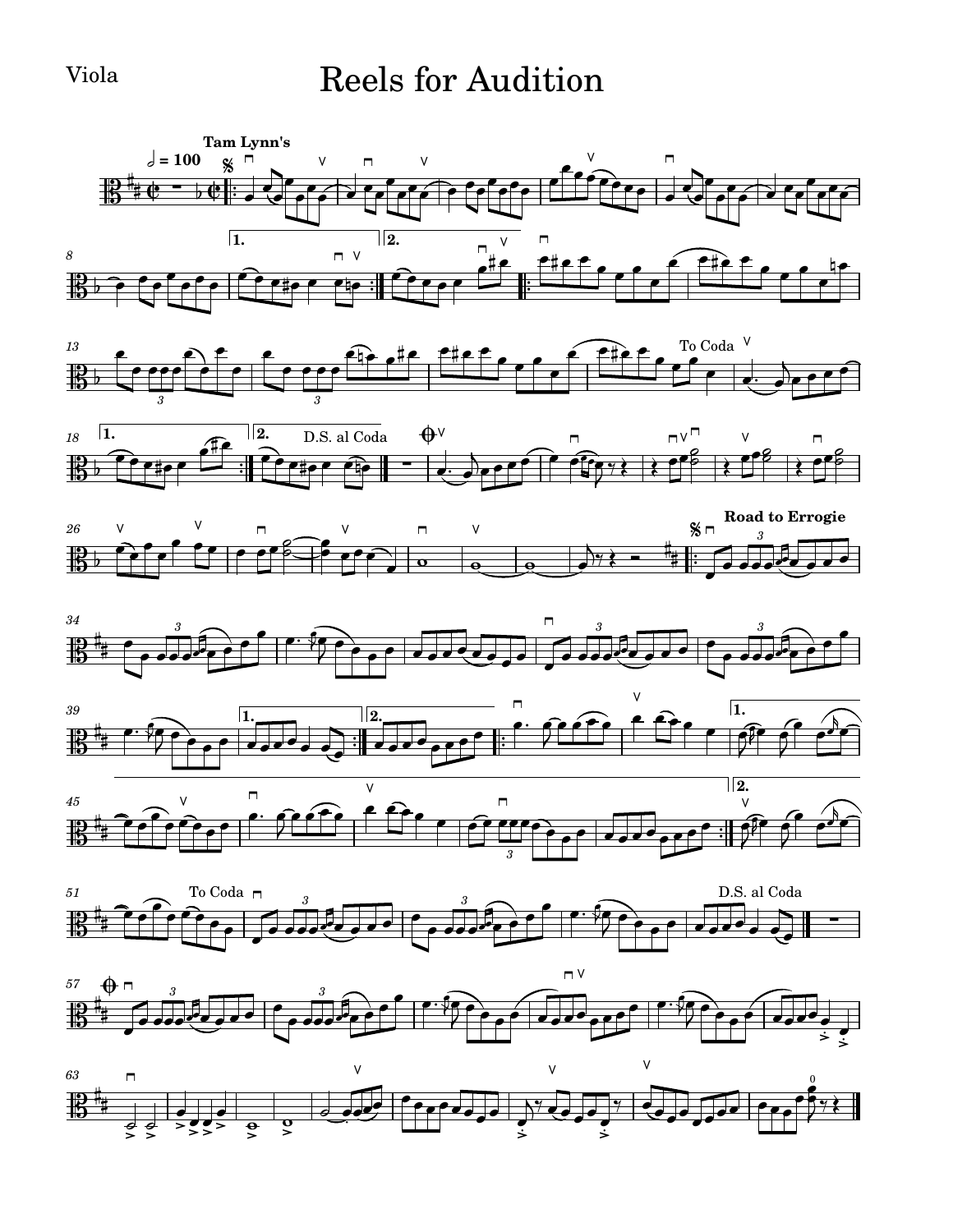Viola

# Reels for Audition

**Tam Lynn's**

𝅗𝅥 = 100

To Coda

D.S. al Coda

**Road to Errogie**

To Coda

D.S. al Coda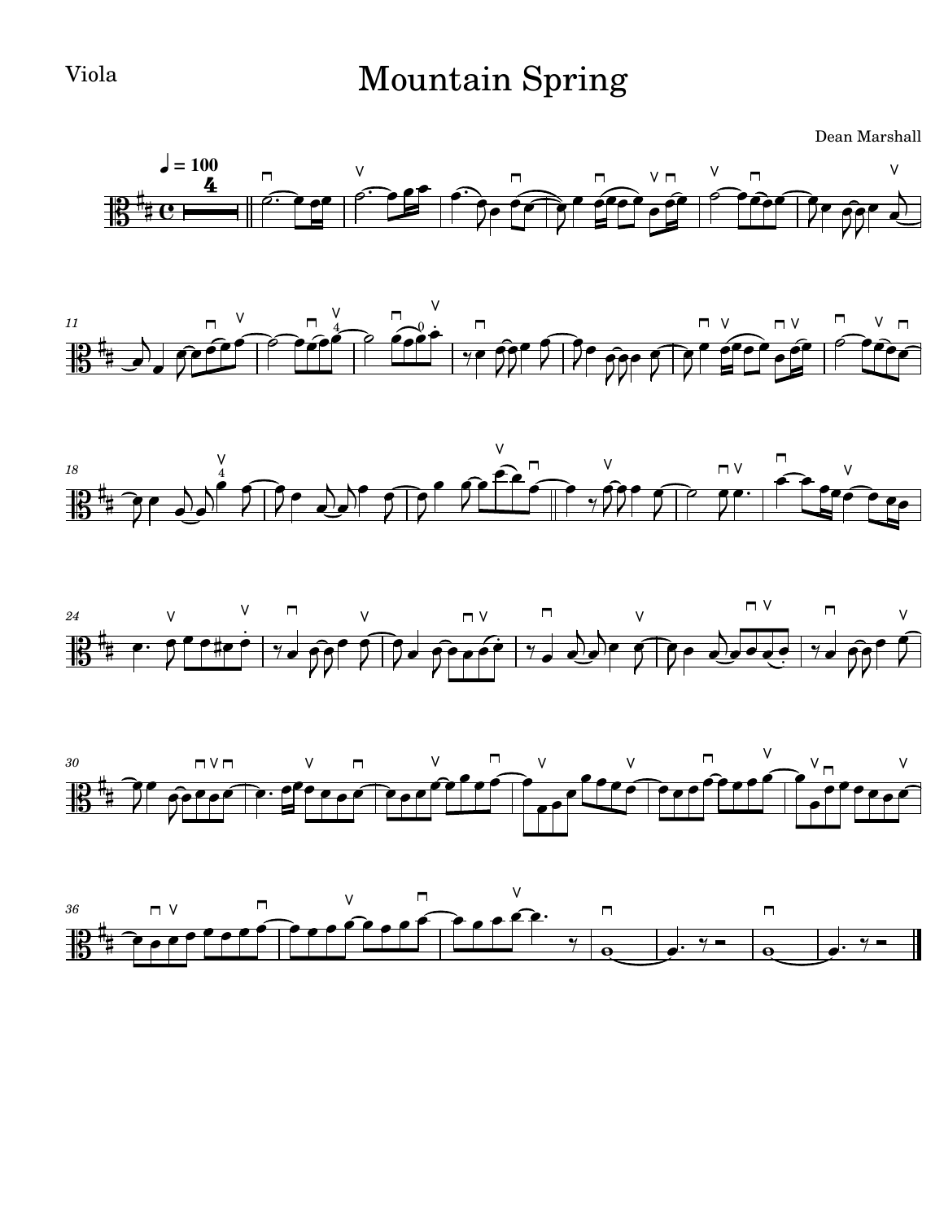Viola

# Mountain Spring

Dean Marshall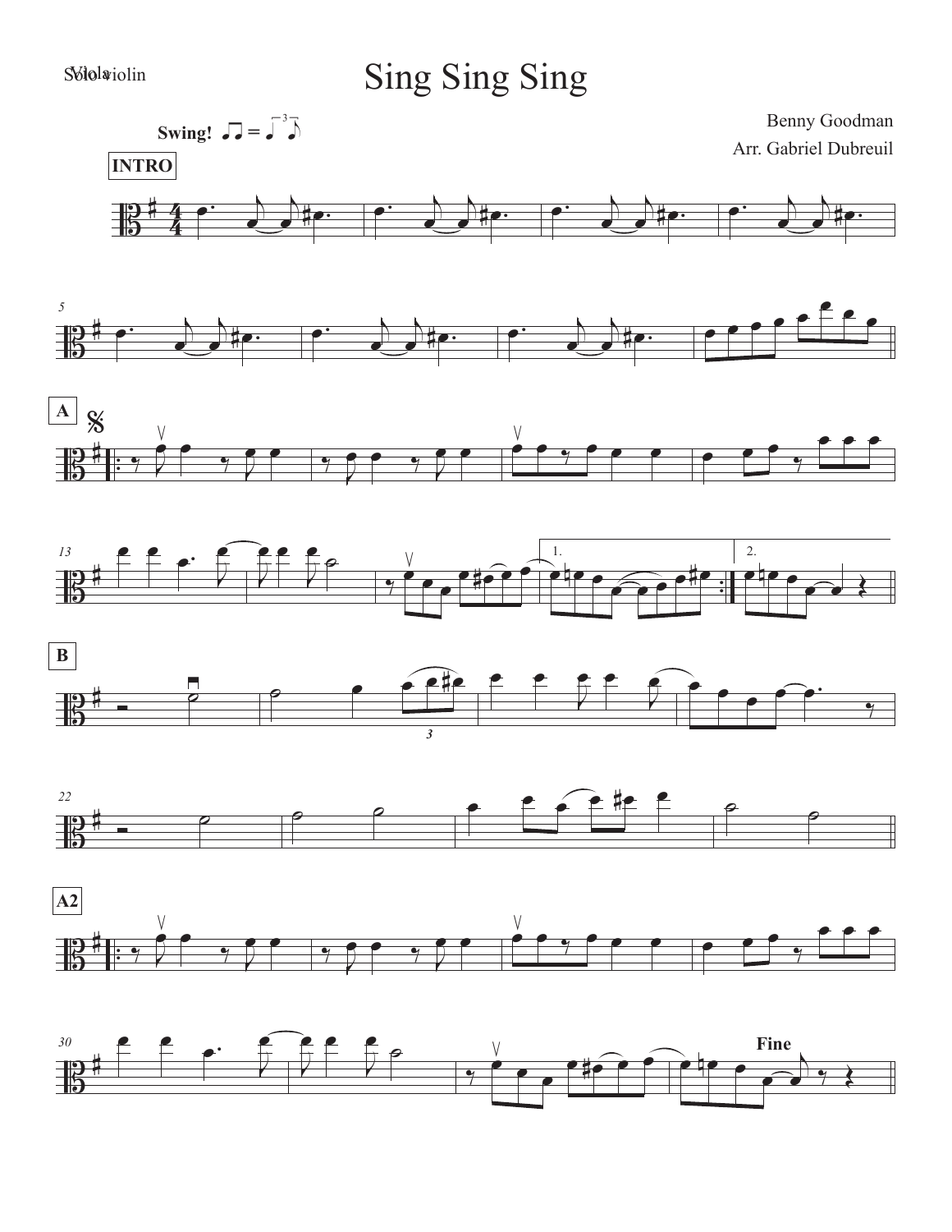Solo violin / Viola

# Sing Sing Sing

**Swing!**

Benny Goodman

Arr. Gabriel Dubreuil

**INTRO**

**A**

**B**

**A2**

**Fine**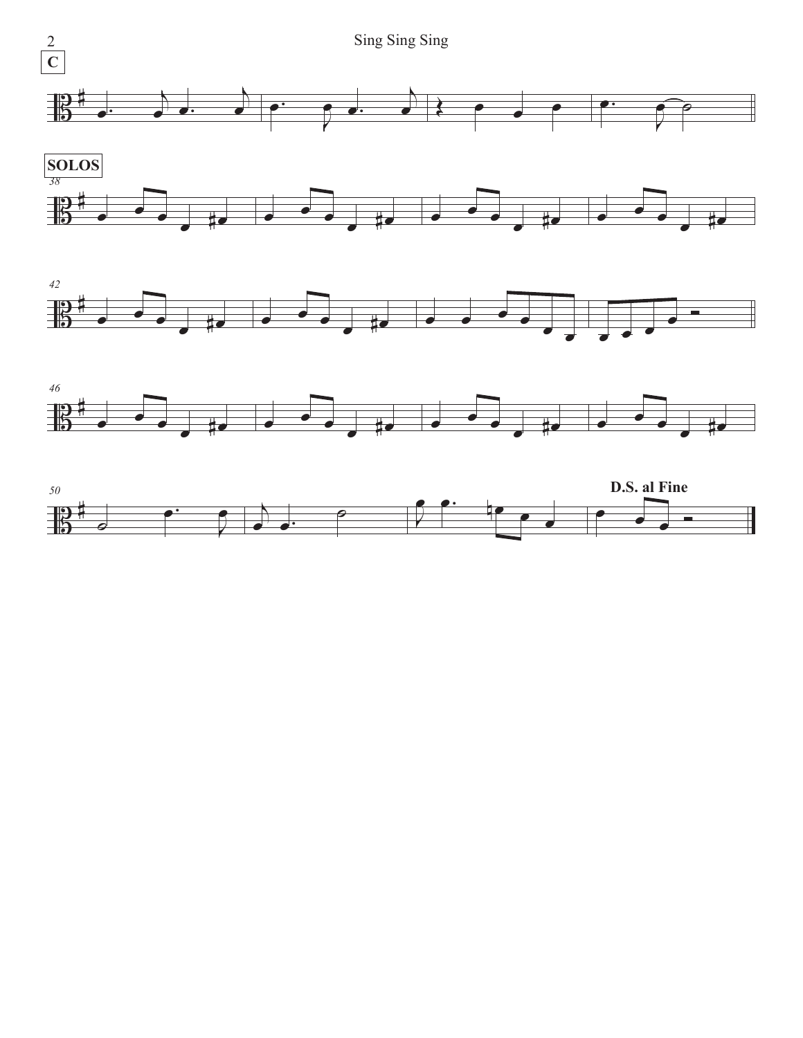**C**

**SOLOS**

38

42

46

50

**D.S. al Fine**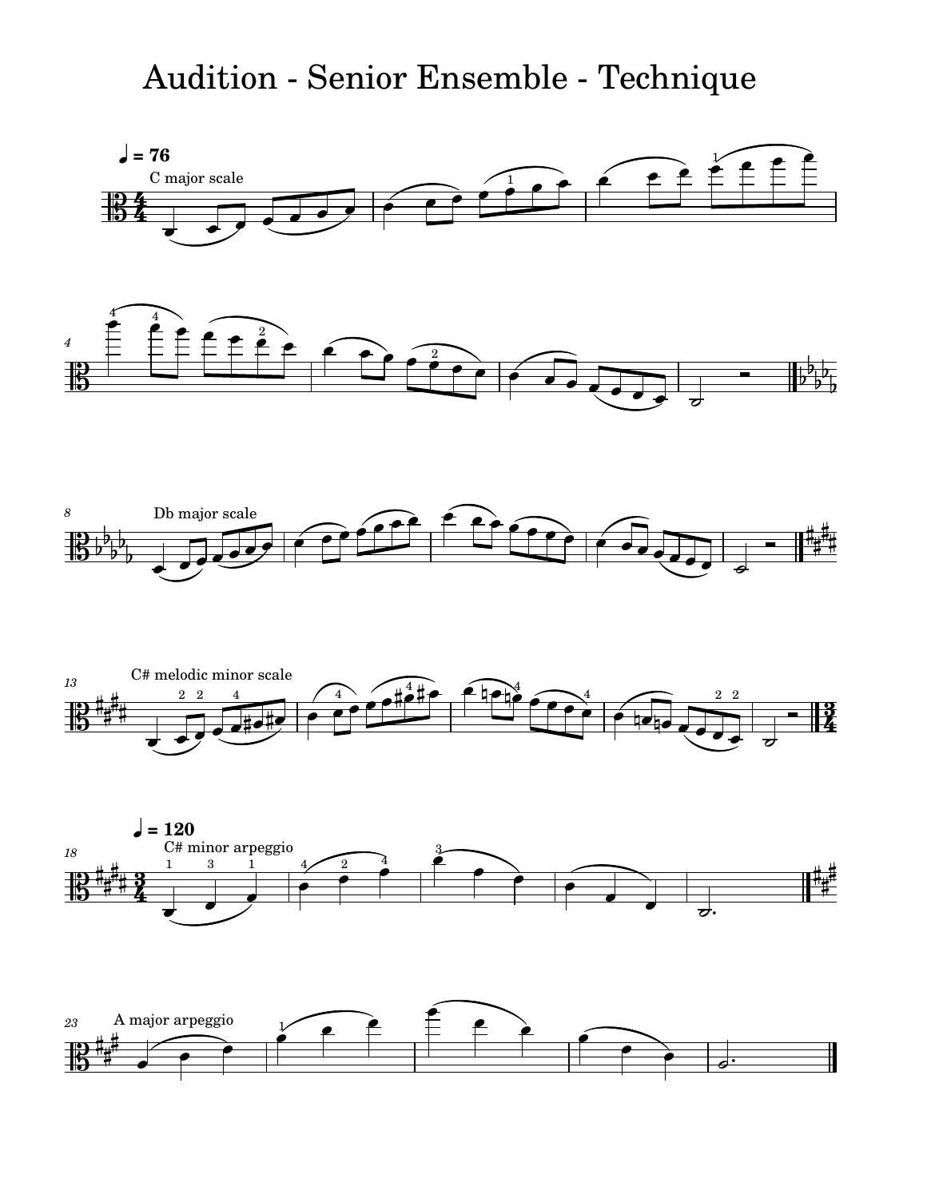# Audition - Senior Ensemble - Technique

♩ = 76

C major scale

Db major scale

C# melodic minor scale

♩ = 120

C# minor arpeggio

A major arpeggio